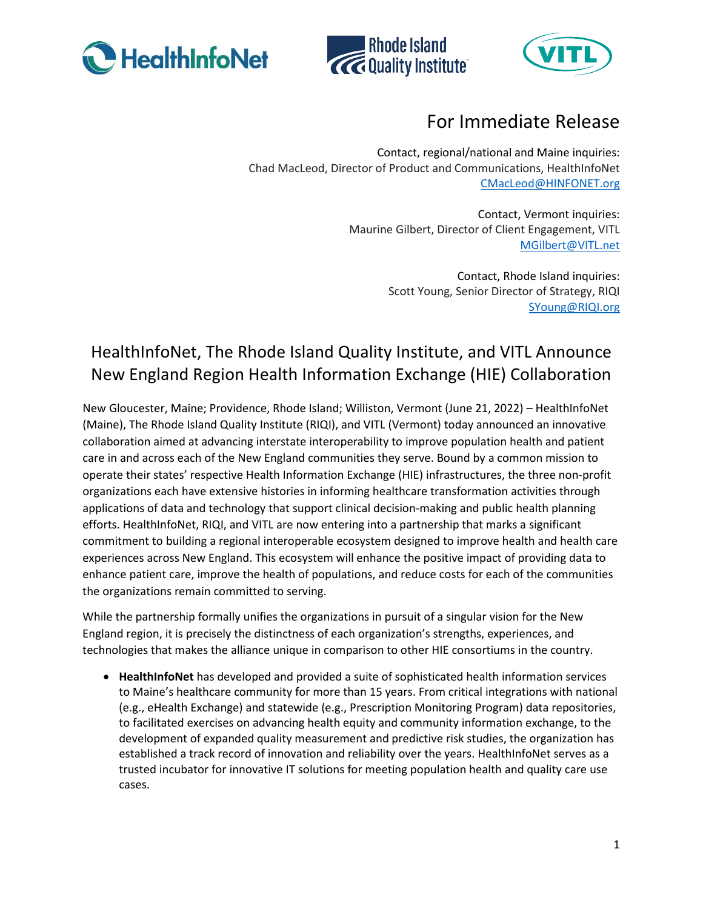HealthInfoNet | Rhode Island Quality Institute | VITL

# For Immediate Release

Contact, regional/national and Maine inquiries:
Chad MacLeod, Director of Product and Communications, HealthInfoNet
CMacLeod@HINFONET.org

Contact, Vermont inquiries:
Maurine Gilbert, Director of Client Engagement, VITL
MGilbert@VITL.net

Contact, Rhode Island inquiries:
Scott Young, Senior Director of Strategy, RIQI
SYoung@RIQI.org

## HealthInfoNet, The Rhode Island Quality Institute, and VITL Announce New England Region Health Information Exchange (HIE) Collaboration

New Gloucester, Maine; Providence, Rhode Island; Williston, Vermont (June 21, 2022) – HealthInfoNet (Maine), The Rhode Island Quality Institute (RIQI), and VITL (Vermont) today announced an innovative collaboration aimed at advancing interstate interoperability to improve population health and patient care in and across each of the New England communities they serve. Bound by a common mission to operate their states' respective Health Information Exchange (HIE) infrastructures, the three non-profit organizations each have extensive histories in informing healthcare transformation activities through applications of data and technology that support clinical decision-making and public health planning efforts. HealthInfoNet, RIQI, and VITL are now entering into a partnership that marks a significant commitment to building a regional interoperable ecosystem designed to improve health and health care experiences across New England. This ecosystem will enhance the positive impact of providing data to enhance patient care, improve the health of populations, and reduce costs for each of the communities the organizations remain committed to serving.

While the partnership formally unifies the organizations in pursuit of a singular vision for the New England region, it is precisely the distinctness of each organization's strengths, experiences, and technologies that makes the alliance unique in comparison to other HIE consortiums in the country.

- **HealthInfoNet** has developed and provided a suite of sophisticated health information services to Maine's healthcare community for more than 15 years. From critical integrations with national (e.g., eHealth Exchange) and statewide (e.g., Prescription Monitoring Program) data repositories, to facilitated exercises on advancing health equity and community information exchange, to the development of expanded quality measurement and predictive risk studies, the organization has established a track record of innovation and reliability over the years. HealthInfoNet serves as a trusted incubator for innovative IT solutions for meeting population health and quality care use cases.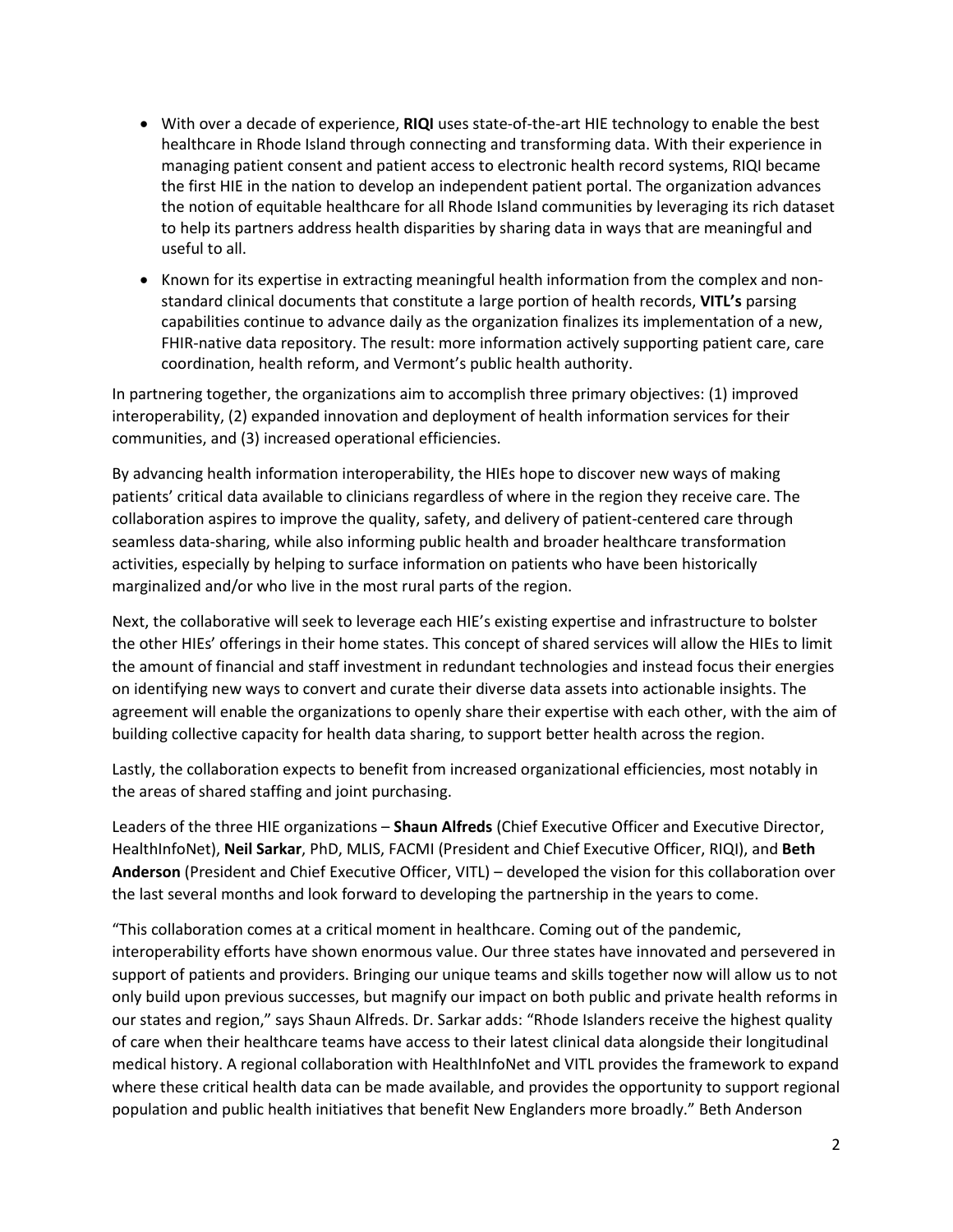- With over a decade of experience, **RIQI** uses state-of-the-art HIE technology to enable the best healthcare in Rhode Island through connecting and transforming data. With their experience in managing patient consent and patient access to electronic health record systems, RIQI became the first HIE in the nation to develop an independent patient portal. The organization advances the notion of equitable healthcare for all Rhode Island communities by leveraging its rich dataset to help its partners address health disparities by sharing data in ways that are meaningful and useful to all.
- Known for its expertise in extracting meaningful health information from the complex and non-standard clinical documents that constitute a large portion of health records, **VITL's** parsing capabilities continue to advance daily as the organization finalizes its implementation of a new, FHIR-native data repository. The result: more information actively supporting patient care, care coordination, health reform, and Vermont's public health authority.

In partnering together, the organizations aim to accomplish three primary objectives: (1) improved interoperability, (2) expanded innovation and deployment of health information services for their communities, and (3) increased operational efficiencies.

By advancing health information interoperability, the HIEs hope to discover new ways of making patients' critical data available to clinicians regardless of where in the region they receive care. The collaboration aspires to improve the quality, safety, and delivery of patient-centered care through seamless data-sharing, while also informing public health and broader healthcare transformation activities, especially by helping to surface information on patients who have been historically marginalized and/or who live in the most rural parts of the region.

Next, the collaborative will seek to leverage each HIE's existing expertise and infrastructure to bolster the other HIEs' offerings in their home states. This concept of shared services will allow the HIEs to limit the amount of financial and staff investment in redundant technologies and instead focus their energies on identifying new ways to convert and curate their diverse data assets into actionable insights. The agreement will enable the organizations to openly share their expertise with each other, with the aim of building collective capacity for health data sharing, to support better health across the region.

Lastly, the collaboration expects to benefit from increased organizational efficiencies, most notably in the areas of shared staffing and joint purchasing.

Leaders of the three HIE organizations – **Shaun Alfreds** (Chief Executive Officer and Executive Director, HealthInfoNet), **Neil Sarkar**, PhD, MLIS, FACMI (President and Chief Executive Officer, RIQI), and **Beth Anderson** (President and Chief Executive Officer, VITL) – developed the vision for this collaboration over the last several months and look forward to developing the partnership in the years to come.

"This collaboration comes at a critical moment in healthcare. Coming out of the pandemic, interoperability efforts have shown enormous value. Our three states have innovated and persevered in support of patients and providers. Bringing our unique teams and skills together now will allow us to not only build upon previous successes, but magnify our impact on both public and private health reforms in our states and region," says Shaun Alfreds. Dr. Sarkar adds: "Rhode Islanders receive the highest quality of care when their healthcare teams have access to their latest clinical data alongside their longitudinal medical history. A regional collaboration with HealthInfoNet and VITL provides the framework to expand where these critical health data can be made available, and provides the opportunity to support regional population and public health initiatives that benefit New Englanders more broadly." Beth Anderson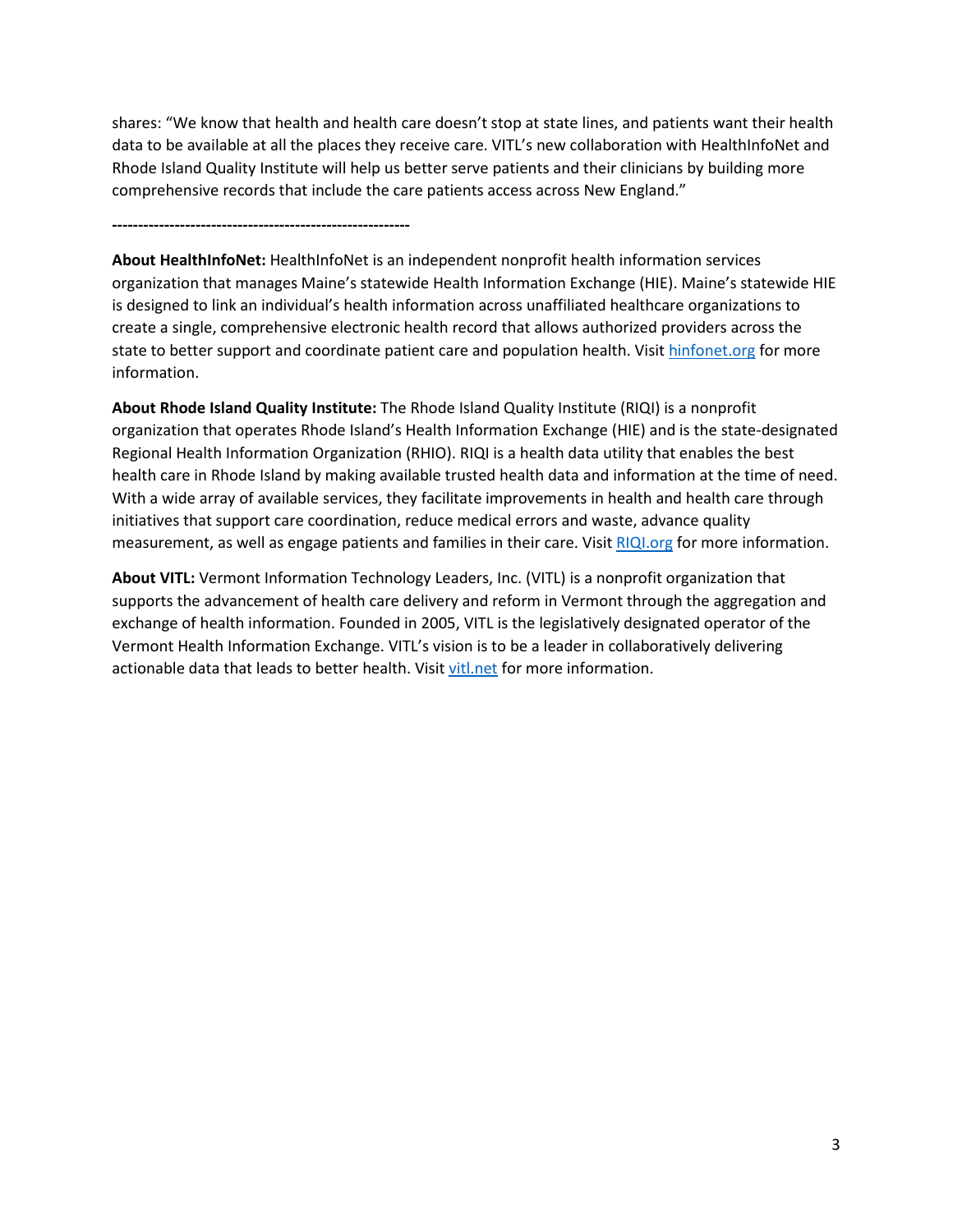shares: “We know that health and health care doesn’t stop at state lines, and patients want their health data to be available at all the places they receive care. VITL’s new collaboration with HealthInfoNet and Rhode Island Quality Institute will help us better serve patients and their clinicians by building more comprehensive records that include the care patients access across New England.”

---------------------------------------------------------

**About HealthInfoNet:** HealthInfoNet is an independent nonprofit health information services organization that manages Maine’s statewide Health Information Exchange (HIE). Maine’s statewide HIE is designed to link an individual’s health information across unaffiliated healthcare organizations to create a single, comprehensive electronic health record that allows authorized providers across the state to better support and coordinate patient care and population health. Visit hinfonet.org for more information.

**About Rhode Island Quality Institute:** The Rhode Island Quality Institute (RIQI) is a nonprofit organization that operates Rhode Island’s Health Information Exchange (HIE) and is the state-designated Regional Health Information Organization (RHIO). RIQI is a health data utility that enables the best health care in Rhode Island by making available trusted health data and information at the time of need. With a wide array of available services, they facilitate improvements in health and health care through initiatives that support care coordination, reduce medical errors and waste, advance quality measurement, as well as engage patients and families in their care. Visit RIQI.org for more information.

**About VITL:** Vermont Information Technology Leaders, Inc. (VITL) is a nonprofit organization that supports the advancement of health care delivery and reform in Vermont through the aggregation and exchange of health information. Founded in 2005, VITL is the legislatively designated operator of the Vermont Health Information Exchange. VITL’s vision is to be a leader in collaboratively delivering actionable data that leads to better health. Visit vitl.net for more information.